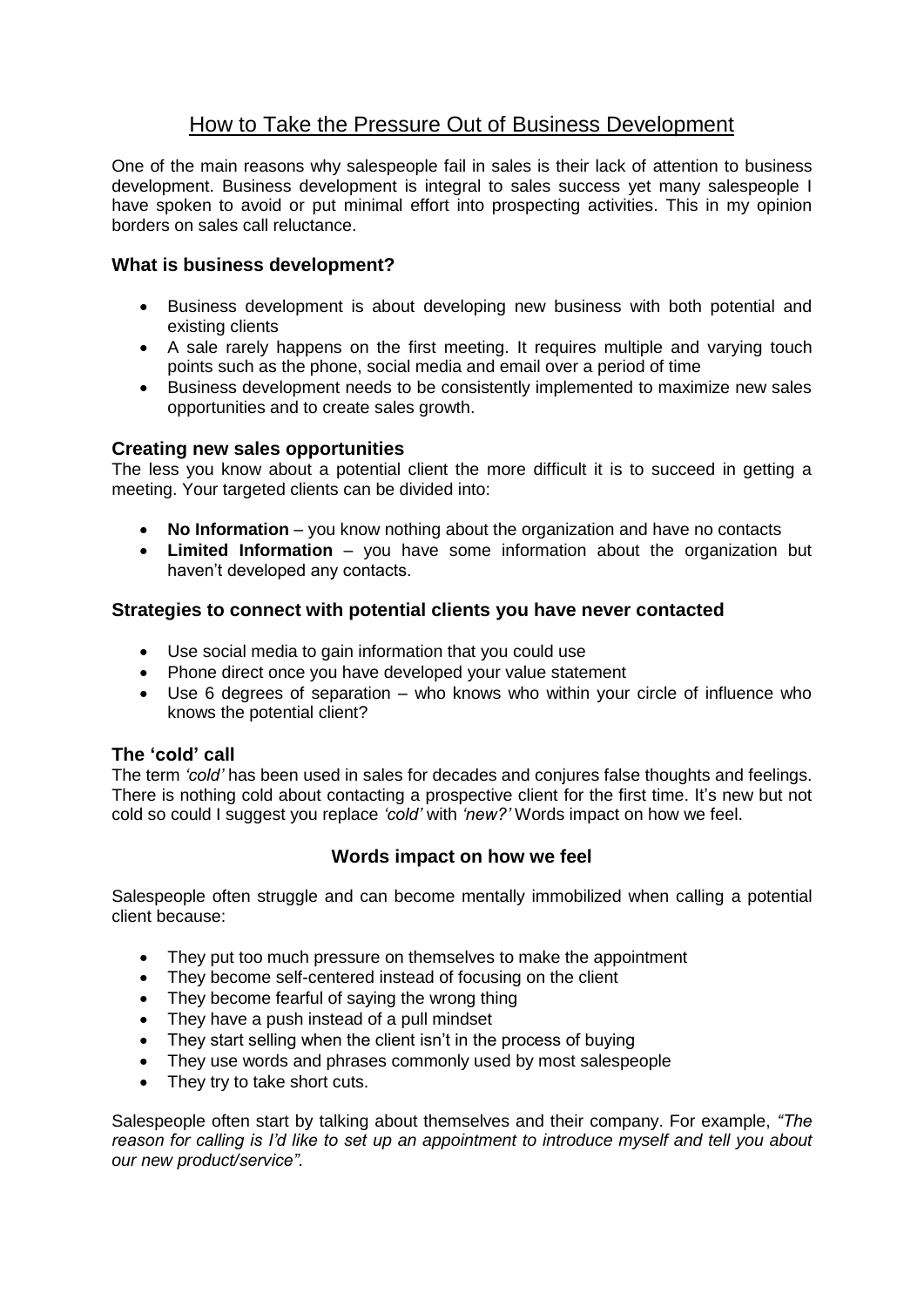# How to Take the Pressure Out of Business Development

One of the main reasons why salespeople fail in sales is their lack of attention to business development. Business development is integral to sales success yet many salespeople I have spoken to avoid or put minimal effort into prospecting activities. This in my opinion borders on sales call reluctance.

### What is business development?

- Business development is about developing new business with both potential and existing clients
- A sale rarely happens on the first meeting. It requires multiple and varying touch points such as the phone, social media and email over a period of time
- Business development needs to be consistently implemented to maximize new sales opportunities and to create sales growth.

### Creating new sales opportunities

The less you know about a potential client the more difficult it is to succeed in getting a meeting. Your targeted clients can be divided into:

- **No Information** – you know nothing about the organization and have no contacts
- **Limited Information** – you have some information about the organization but haven't developed any contacts.

### Strategies to connect with potential clients you have never contacted

- Use social media to gain information that you could use
- Phone direct once you have developed your value statement
- Use 6 degrees of separation – who knows who within your circle of influence who knows the potential client?

### The 'cold' call

The term *'cold'* has been used in sales for decades and conjures false thoughts and feelings. There is nothing cold about contacting a prospective client for the first time. It's new but not cold so could I suggest you replace *'cold'* with *'new?'* Words impact on how we feel.

### Words impact on how we feel

Salespeople often struggle and can become mentally immobilized when calling a potential client because:

- They put too much pressure on themselves to make the appointment
- They become self-centered instead of focusing on the client
- They become fearful of saying the wrong thing
- They have a push instead of a pull mindset
- They start selling when the client isn't in the process of buying
- They use words and phrases commonly used by most salespeople
- They try to take short cuts.

Salespeople often start by talking about themselves and their company. For example, *"The reason for calling is I'd like to set up an appointment to introduce myself and tell you about our new product/service".*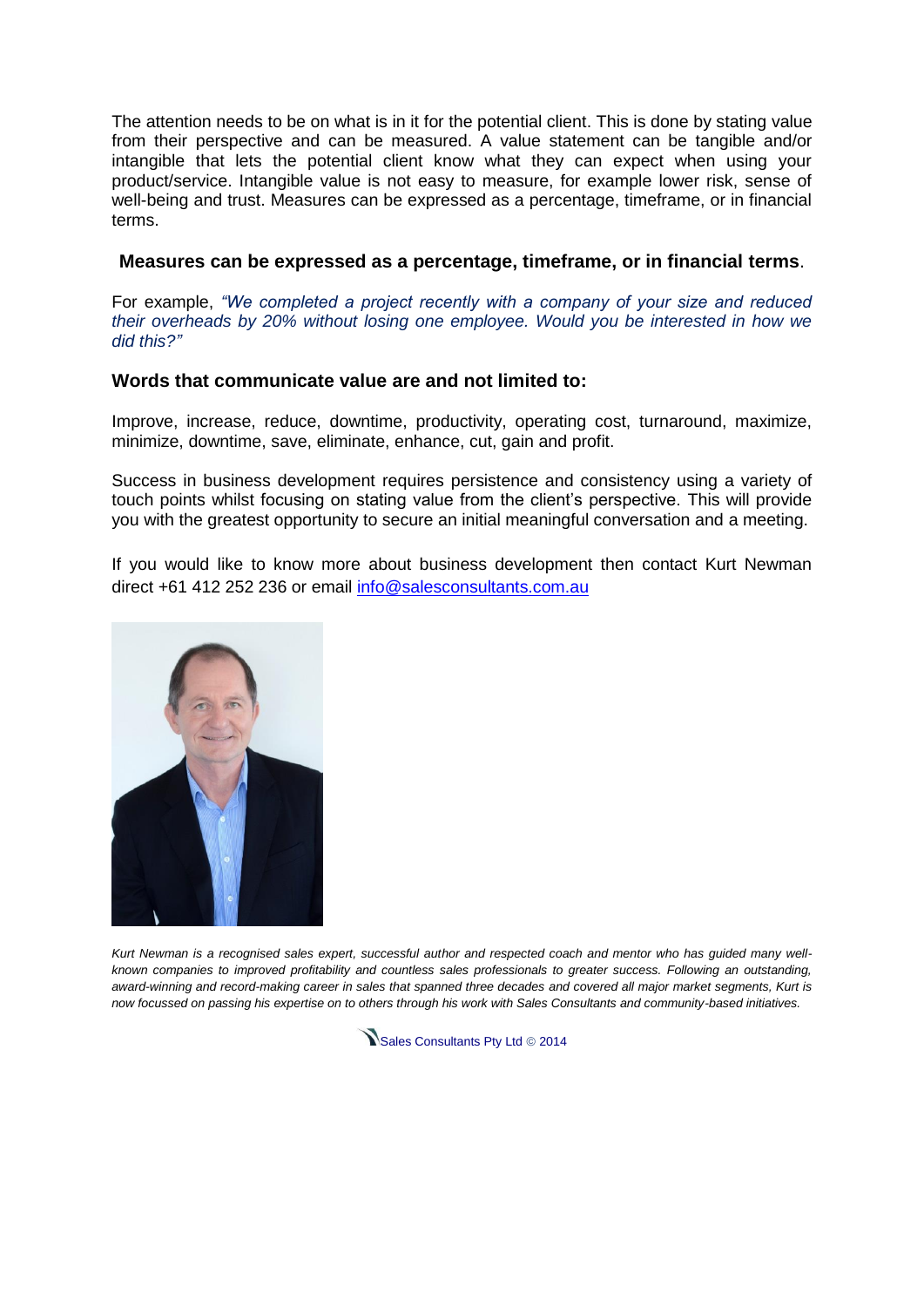The attention needs to be on what is in it for the potential client. This is done by stating value from their perspective and can be measured. A value statement can be tangible and/or intangible that lets the potential client know what they can expect when using your product/service. Intangible value is not easy to measure, for example lower risk, sense of well-being and trust. Measures can be expressed as a percentage, timeframe, or in financial terms.

**Measures can be expressed as a percentage, timeframe, or in financial terms**.

For example, *"We completed a project recently with a company of your size and reduced their overheads by 20% without losing one employee. Would you be interested in how we did this?"*

**Words that communicate value are and not limited to:**

Improve, increase, reduce, downtime, productivity, operating cost, turnaround, maximize, minimize, downtime, save, eliminate, enhance, cut, gain and profit.

Success in business development requires persistence and consistency using a variety of touch points whilst focusing on stating value from the client's perspective. This will provide you with the greatest opportunity to secure an initial meaningful conversation and a meeting.

If you would like to know more about business development then contact Kurt Newman direct +61 412 252 236 or email info@salesconsultants.com.au

*Kurt Newman is a recognised sales expert, successful author and respected coach and mentor who has guided many well-known companies to improved profitability and countless sales professionals to greater success. Following an outstanding, award-winning and record-making career in sales that spanned three decades and covered all major market segments, Kurt is now focussed on passing his expertise on to others through his work with Sales Consultants and community-based initiatives.*

Sales Consultants Pty Ltd © 2014